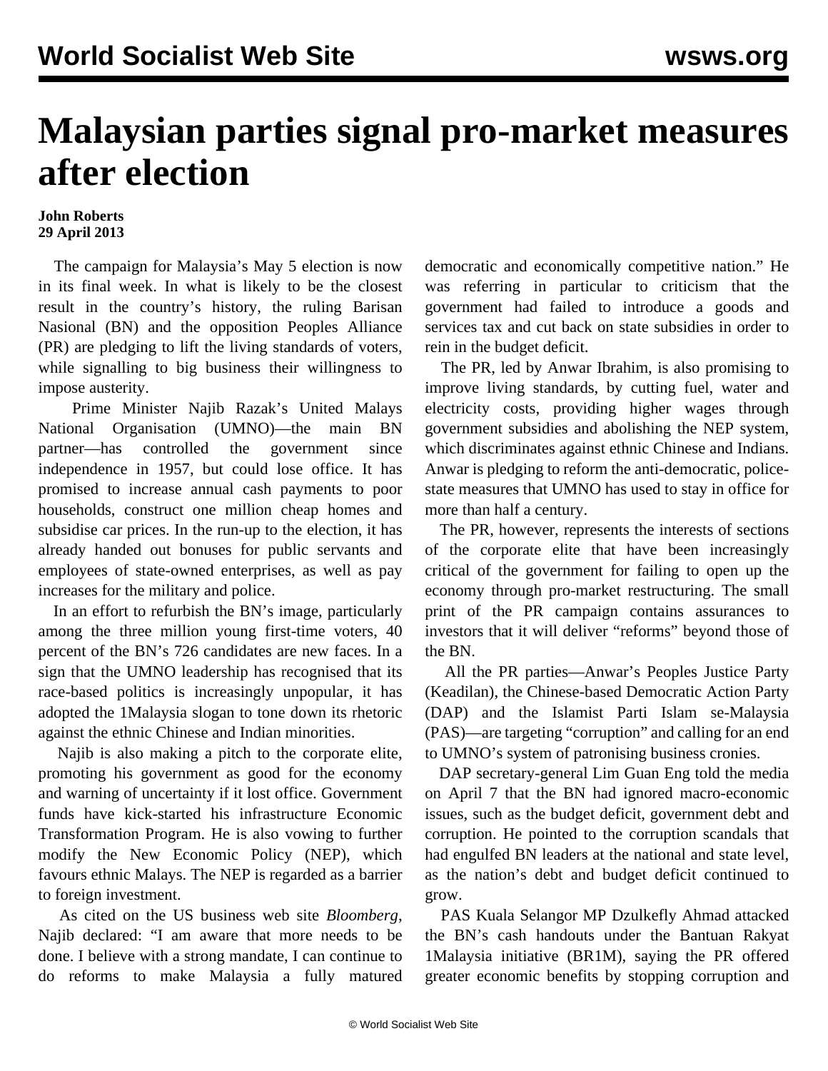# Malaysian parties signal pro-market measures after election

**John Roberts**
**29 April 2013**

The campaign for Malaysia's May 5 election is now in its final week. In what is likely to be the closest result in the country's history, the ruling Barisan Nasional (BN) and the opposition Peoples Alliance (PR) are pledging to lift the living standards of voters, while signalling to big business their willingness to impose austerity.

Prime Minister Najib Razak's United Malays National Organisation (UMNO)—the main BN partner—has controlled the government since independence in 1957, but could lose office. It has promised to increase annual cash payments to poor households, construct one million cheap homes and subsidise car prices. In the run-up to the election, it has already handed out bonuses for public servants and employees of state-owned enterprises, as well as pay increases for the military and police.

In an effort to refurbish the BN's image, particularly among the three million young first-time voters, 40 percent of the BN's 726 candidates are new faces. In a sign that the UMNO leadership has recognised that its race-based politics is increasingly unpopular, it has adopted the 1Malaysia slogan to tone down its rhetoric against the ethnic Chinese and Indian minorities.

Najib is also making a pitch to the corporate elite, promoting his government as good for the economy and warning of uncertainty if it lost office. Government funds have kick-started his infrastructure Economic Transformation Program. He is also vowing to further modify the New Economic Policy (NEP), which favours ethnic Malays. The NEP is regarded as a barrier to foreign investment.

As cited on the US business web site *Bloomberg*, Najib declared: "I am aware that more needs to be done. I believe with a strong mandate, I can continue to do reforms to make Malaysia a fully matured democratic and economically competitive nation." He was referring in particular to criticism that the government had failed to introduce a goods and services tax and cut back on state subsidies in order to rein in the budget deficit.

The PR, led by Anwar Ibrahim, is also promising to improve living standards, by cutting fuel, water and electricity costs, providing higher wages through government subsidies and abolishing the NEP system, which discriminates against ethnic Chinese and Indians. Anwar is pledging to reform the anti-democratic, police-state measures that UMNO has used to stay in office for more than half a century.

The PR, however, represents the interests of sections of the corporate elite that have been increasingly critical of the government for failing to open up the economy through pro-market restructuring. The small print of the PR campaign contains assurances to investors that it will deliver "reforms" beyond those of the BN.

All the PR parties—Anwar's Peoples Justice Party (Keadilan), the Chinese-based Democratic Action Party (DAP) and the Islamist Parti Islam se-Malaysia (PAS)—are targeting "corruption" and calling for an end to UMNO's system of patronising business cronies.

DAP secretary-general Lim Guan Eng told the media on April 7 that the BN had ignored macro-economic issues, such as the budget deficit, government debt and corruption. He pointed to the corruption scandals that had engulfed BN leaders at the national and state level, as the nation's debt and budget deficit continued to grow.

PAS Kuala Selangor MP Dzulkefly Ahmad attacked the BN's cash handouts under the Bantuan Rakyat 1Malaysia initiative (BR1M), saying the PR offered greater economic benefits by stopping corruption and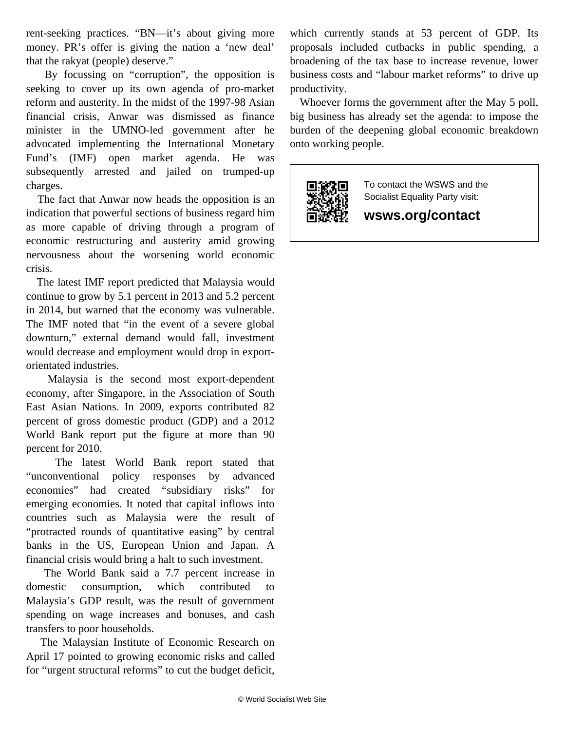rent-seeking practices. "BN—it's about giving more money. PR's offer is giving the nation a 'new deal' that the rakyat (people) deserve."

By focussing on "corruption", the opposition is seeking to cover up its own agenda of pro-market reform and austerity. In the midst of the 1997-98 Asian financial crisis, Anwar was dismissed as finance minister in the UMNO-led government after he advocated implementing the International Monetary Fund's (IMF) open market agenda. He was subsequently arrested and jailed on trumped-up charges.

The fact that Anwar now heads the opposition is an indication that powerful sections of business regard him as more capable of driving through a program of economic restructuring and austerity amid growing nervousness about the worsening world economic crisis.

The latest IMF report predicted that Malaysia would continue to grow by 5.1 percent in 2013 and 5.2 percent in 2014, but warned that the economy was vulnerable. The IMF noted that "in the event of a severe global downturn," external demand would fall, investment would decrease and employment would drop in export-orientated industries.

Malaysia is the second most export-dependent economy, after Singapore, in the Association of South East Asian Nations. In 2009, exports contributed 82 percent of gross domestic product (GDP) and a 2012 World Bank report put the figure at more than 90 percent for 2010.

The latest World Bank report stated that "unconventional policy responses by advanced economies" had created "subsidiary risks" for emerging economies. It noted that capital inflows into countries such as Malaysia were the result of "protracted rounds of quantitative easing" by central banks in the US, European Union and Japan. A financial crisis would bring a halt to such investment.

The World Bank said a 7.7 percent increase in domestic consumption, which contributed to Malaysia's GDP result, was the result of government spending on wage increases and bonuses, and cash transfers to poor households.

The Malaysian Institute of Economic Research on April 17 pointed to growing economic risks and called for "urgent structural reforms" to cut the budget deficit, which currently stands at 53 percent of GDP. Its proposals included cutbacks in public spending, a broadening of the tax base to increase revenue, lower business costs and "labour market reforms" to drive up productivity.

Whoever forms the government after the May 5 poll, big business has already set the agenda: to impose the burden of the deepening global economic breakdown onto working people.

To contact the WSWS and the Socialist Equality Party visit:

**wsws.org/contact**